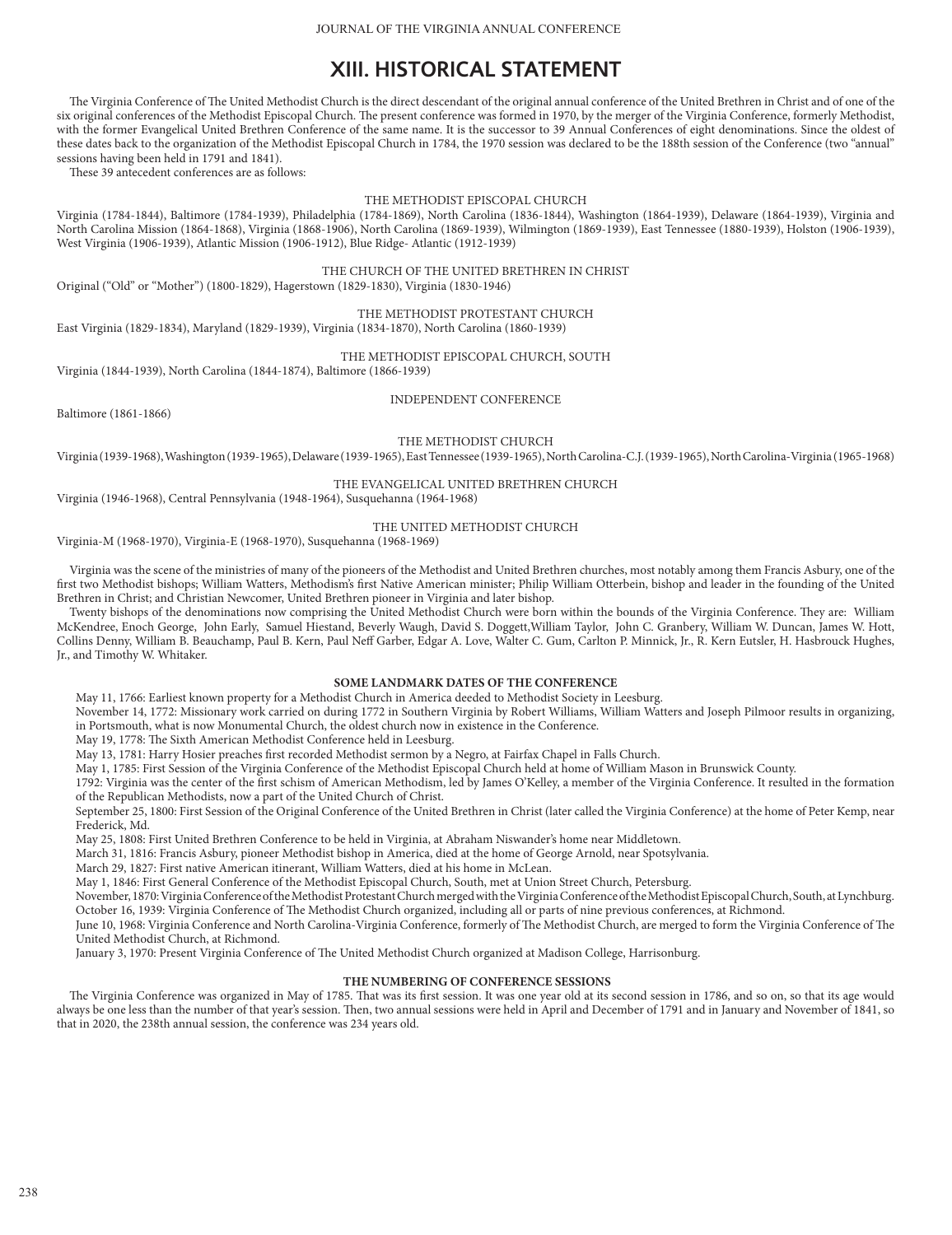# XIII. HISTORICAL STATEMENT

The Virginia Conference of The United Methodist Church is the direct descendant of the original annual conference of the United Brethren in Christ and of one of the six original conferences of the Methodist Episcopal Church. The present conference was formed in 1970, by the merger of the Virginia Conference, formerly Methodist, with the former Evangelical United Brethren Conference of the same name. It is the successor to 39 Annual Conferences of eight denominations. Since the oldest of these dates back to the organization of the Methodist Episcopal Church in 1784, the 1970 session was declared to be the 188th session of the Conference (two "annual" sessions having been held in 1791 and 1841).

These 39 antecedent conferences are as follows:

THE METHODIST EPISCOPAL CHURCH

Virginia (1784-1844), Baltimore (1784-1939), Philadelphia (1784-1869), North Carolina (1836-1844), Washington (1864-1939), Delaware (1864-1939), Virginia and North Carolina Mission (1864-1868), Virginia (1868-1906), North Carolina (1869-1939), Wilmington (1869-1939), East Tennessee (1880-1939), Holston (1906-1939), West Virginia (1906-1939), Atlantic Mission (1906-1912), Blue Ridge- Atlantic (1912-1939)

THE CHURCH OF THE UNITED BRETHREN IN CHRIST

Original ("Old" or "Mother") (1800-1829), Hagerstown (1829-1830), Virginia (1830-1946)

THE METHODIST PROTESTANT CHURCH

East Virginia (1829-1834), Maryland (1829-1939), Virginia (1834-1870), North Carolina (1860-1939)

THE METHODIST EPISCOPAL CHURCH, SOUTH

Virginia (1844-1939), North Carolina (1844-1874), Baltimore (1866-1939)

INDEPENDENT CONFERENCE

Baltimore (1861-1866)

THE METHODIST CHURCH

Virginia (1939-1968), Washington (1939-1965), Delaware (1939-1965), East Tennessee (1939-1965), North Carolina-C.J. (1939-1965), North Carolina-Virginia (1965-1968)

THE EVANGELICAL UNITED BRETHREN CHURCH

Virginia (1946-1968), Central Pennsylvania (1948-1964), Susquehanna (1964-1968)

THE UNITED METHODIST CHURCH

Virginia-M (1968-1970), Virginia-E (1968-1970), Susquehanna (1968-1969)

Virginia was the scene of the ministries of many of the pioneers of the Methodist and United Brethren churches, most notably among them Francis Asbury, one of the first two Methodist bishops; William Watters, Methodism's first Native American minister; Philip William Otterbein, bishop and leader in the founding of the United Brethren in Christ; and Christian Newcomer, United Brethren pioneer in Virginia and later bishop.

Twenty bishops of the denominations now comprising the United Methodist Church were born within the bounds of the Virginia Conference. They are: William McKendree, Enoch George, John Early, Samuel Hiestand, Beverly Waugh, David S. Doggett,William Taylor, John C. Granbery, William W. Duncan, James W. Hott, Collins Denny, William B. Beauchamp, Paul B. Kern, Paul Neff Garber, Edgar A. Love, Walter C. Gum, Carlton P. Minnick, Jr., R. Kern Eutsler, H. Hasbrouck Hughes, Jr., and Timothy W. Whitaker.

**SOME LANDMARK DATES OF THE CONFERENCE**

May 11, 1766: Earliest known property for a Methodist Church in America deeded to Methodist Society in Leesburg.

November 14, 1772: Missionary work carried on during 1772 in Southern Virginia by Robert Williams, William Watters and Joseph Pilmoor results in organizing, in Portsmouth, what is now Monumental Church, the oldest church now in existence in the Conference.

May 19, 1778: The Sixth American Methodist Conference held in Leesburg.

May 13, 1781: Harry Hosier preaches first recorded Methodist sermon by a Negro, at Fairfax Chapel in Falls Church.

May 1, 1785: First Session of the Virginia Conference of the Methodist Episcopal Church held at home of William Mason in Brunswick County.

1792: Virginia was the center of the first schism of American Methodism, led by James O'Kelley, a member of the Virginia Conference. It resulted in the formation of the Republican Methodists, now a part of the United Church of Christ.

September 25, 1800: First Session of the Original Conference of the United Brethren in Christ (later called the Virginia Conference) at the home of Peter Kemp, near Frederick, Md.

May 25, 1808: First United Brethren Conference to be held in Virginia, at Abraham Niswander's home near Middletown.

March 31, 1816: Francis Asbury, pioneer Methodist bishop in America, died at the home of George Arnold, near Spotsylvania.

March 29, 1827: First native American itinerant, William Watters, died at his home in McLean.

May 1, 1846: First General Conference of the Methodist Episcopal Church, South, met at Union Street Church, Petersburg.

November, 1870: Virginia Conference of the Methodist Protestant Church merged with the Virginia Conference of the Methodist Episcopal Church, South, at Lynchburg.

October 16, 1939: Virginia Conference of The Methodist Church organized, including all or parts of nine previous conferences, at Richmond.

June 10, 1968: Virginia Conference and North Carolina-Virginia Conference, formerly of The Methodist Church, are merged to form the Virginia Conference of The United Methodist Church, at Richmond.

January 3, 1970: Present Virginia Conference of The United Methodist Church organized at Madison College, Harrisonburg.

**THE NUMBERING OF CONFERENCE SESSIONS**

The Virginia Conference was organized in May of 1785. That was its first session. It was one year old at its second session in 1786, and so on, so that its age would always be one less than the number of that year's session. Then, two annual sessions were held in April and December of 1791 and in January and November of 1841, so that in 2020, the 238th annual session, the conference was 234 years old.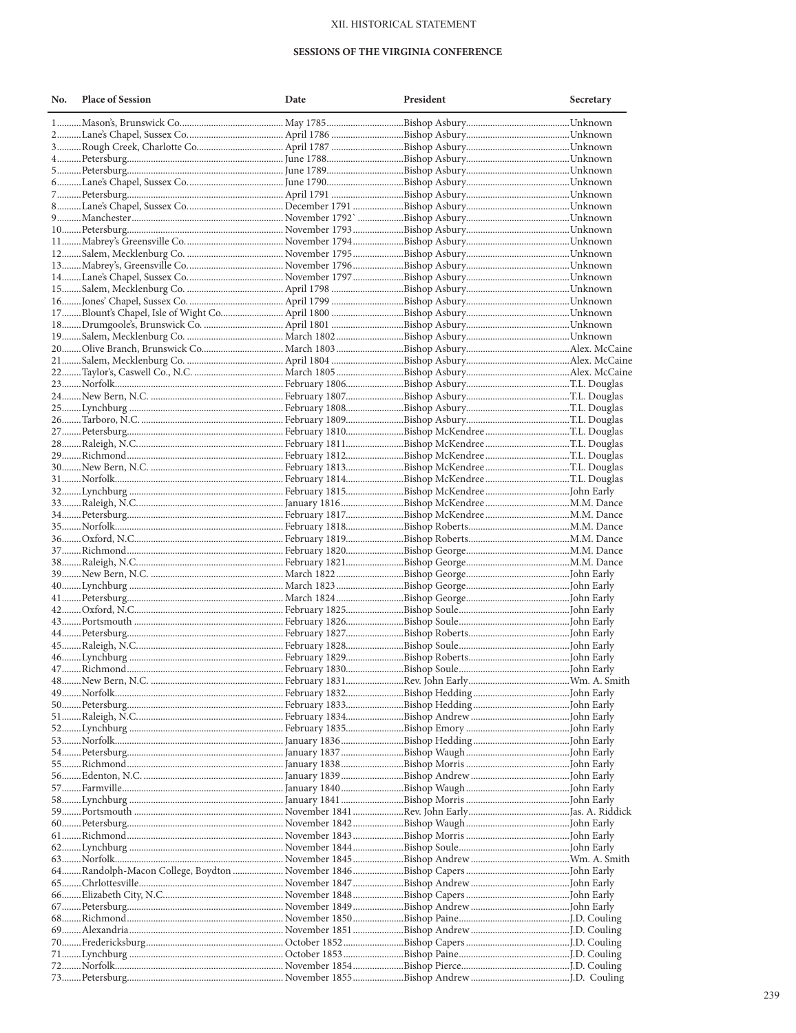## XII. HISTORICAL STATEMENT

### SESSIONS OF THE VIRGINIA CONFERENCE

| No. | Place of Session | Date | President | Secretary |
|---|---|---|---|---|
| 1 | Mason's, Brunswick Co. | May 1785 | Bishop Asbury | Unknown |
| 2 | Lane's Chapel, Sussex Co. | April 1786 | Bishop Asbury | Unknown |
| 3 | Rough Creek, Charlotte Co. | April 1787 | Bishop Asbury | Unknown |
| 4 | Petersburg | June 1788 | Bishop Asbury | Unknown |
| 5 | Petersburg | June 1789 | Bishop Asbury | Unknown |
| 6 | Lane's Chapel, Sussex Co. | June 1790 | Bishop Asbury | Unknown |
| 7 | Petersburg | April 1791 | Bishop Asbury | Unknown |
| 8 | Lane's Chapel, Sussex Co. | December 1791 | Bishop Asbury | Unknown |
| 9 | Manchester | November 1792` | Bishop Asbury | Unknown |
| 10 | Petersburg | November 1793 | Bishop Asbury | Unknown |
| 11 | Mabrey's Greensville Co. | November 1794 | Bishop Asbury | Unknown |
| 12 | Salem, Mecklenburg Co. | November 1795 | Bishop Asbury | Unknown |
| 13 | Mabrey's, Greensville Co. | November 1796 | Bishop Asbury | Unknown |
| 14 | Lane's Chapel, Sussex Co. | November 1797 | Bishop Asbury | Unknown |
| 15 | Salem, Mecklenburg Co. | April 1798 | Bishop Asbury | Unknown |
| 16 | Jones' Chapel, Sussex Co. | April 1799 | Bishop Asbury | Unknown |
| 17 | Blount's Chapel, Isle of Wight Co. | April 1800 | Bishop Asbury | Unknown |
| 18 | Drumgoole's, Brunswick Co. | April 1801 | Bishop Asbury | Unknown |
| 19 | Salem, Mecklenburg Co. | March 1802 | Bishop Asbury | Unknown |
| 20 | Olive Branch, Brunswick Co. | March 1803 | Bishop Asbury | Alex. McCaine |
| 21 | Salem, Mecklenburg Co. | April 1804 | Bishop Asbury | Alex. McCaine |
| 22 | Taylor's, Caswell Co., N.C. | March 1805 | Bishop Asbury | Alex. McCaine |
| 23 | Norfolk | February 1806 | Bishop Asbury | T.L. Douglas |
| 24 | New Bern, N.C. | February 1807 | Bishop Asbury | T.L. Douglas |
| 25 | Lynchburg | February 1808 | Bishop Asbury | T.L. Douglas |
| 26 | Tarboro, N.C. | February 1809 | Bishop Asbury | T.L. Douglas |
| 27 | Petersburg | February 1810 | Bishop McKendree | T.L. Douglas |
| 28 | Raleigh, N.C. | February 1811 | Bishop McKendree | T.L. Douglas |
| 29 | Richmond | February 1812 | Bishop McKendree | T.L. Douglas |
| 30 | New Bern, N.C. | February 1813 | Bishop McKendree | T.L. Douglas |
| 31 | Norfolk | February 1814 | Bishop McKendree | T.L. Douglas |
| 32 | Lynchburg | February 1815 | Bishop McKendree | John Early |
| 33 | Raleigh, N.C. | January 1816 | Bishop McKendree | M.M. Dance |
| 34 | Petersburg | February 1817 | Bishop McKendree | M.M. Dance |
| 35 | Norfolk | February 1818 | Bishop Roberts | M.M. Dance |
| 36 | Oxford, N.C. | February 1819 | Bishop Roberts | M.M. Dance |
| 37 | Richmond | February 1820 | Bishop George | M.M. Dance |
| 38 | Raleigh, N.C. | February 1821 | Bishop George | M.M. Dance |
| 39 | New Bern, N.C. | March 1822 | Bishop George | John Early |
| 40 | Lynchburg | March 1823 | Bishop George | John Early |
| 41 | Petersburg | March 1824 | Bishop George | John Early |
| 42 | Oxford, N.C. | February 1825 | Bishop Soule | John Early |
| 43 | Portsmouth | February 1826 | Bishop Soule | John Early |
| 44 | Petersburg | February 1827 | Bishop Roberts | John Early |
| 45 | Raleigh, N.C. | February 1828 | Bishop Soule | John Early |
| 46 | Lynchburg | February 1829 | Bishop Roberts | John Early |
| 47 | Richmond | February 1830 | Bishop Soule | John Early |
| 48 | New Bern, N.C. | February 1831 | Rev. John Early | Wm. A. Smith |
| 49 | Norfolk | February 1832 | Bishop Hedding | John Early |
| 50 | Petersburg | February 1833 | Bishop Hedding | John Early |
| 51 | Raleigh, N.C. | February 1834 | Bishop Andrew | John Early |
| 52 | Lynchburg | February 1835 | Bishop Emory | John Early |
| 53 | Norfolk | January 1836 | Bishop Hedding | John Early |
| 54 | Petersburg | January 1837 | Bishop Waugh | John Early |
| 55 | Richmond | January 1838 | Bishop Morris | John Early |
| 56 | Edenton, N.C. | January 1839 | Bishop Andrew | John Early |
| 57 | Farmville | January 1840 | Bishop Waugh | John Early |
| 58 | Lynchburg | January 1841 | Bishop Morris | John Early |
| 59 | Portsmouth | November 1841 | Rev. John Early | Jas. A. Riddick |
| 60 | Petersburg | November 1842 | Bishop Waugh | John Early |
| 61 | Richmond | November 1843 | Bishop Morris | John Early |
| 62 | Lynchburg | November 1844 | Bishop Soule | John Early |
| 63 | Norfolk | November 1845 | Bishop Andrew | Wm. A. Smith |
| 64 | Randolph-Macon College, Boydton | November 1846 | Bishop Capers | John Early |
| 65 | Chrlottesville | November 1847 | Bishop Andrew | John Early |
| 66 | Elizabeth City, N.C. | November 1848 | Bishop Capers | John Early |
| 67 | Petersburg | November 1849 | Bishop Andrew | John Early |
| 68 | Richmond | November 1850 | Bishop Paine | J.D. Couling |
| 69 | Alexandria | November 1851 | Bishop Andrew | J.D. Couling |
| 70 | Fredericksburg | October 1852 | Bishop Capers | J.D. Couling |
| 71 | Lynchburg | October 1853 | Bishop Paine | J.D. Couling |
| 72 | Norfolk | November 1854 | Bishop Pierce | J.D. Couling |
| 73 | Petersburg | November 1855 | Bishop Andrew | J.D. Couling |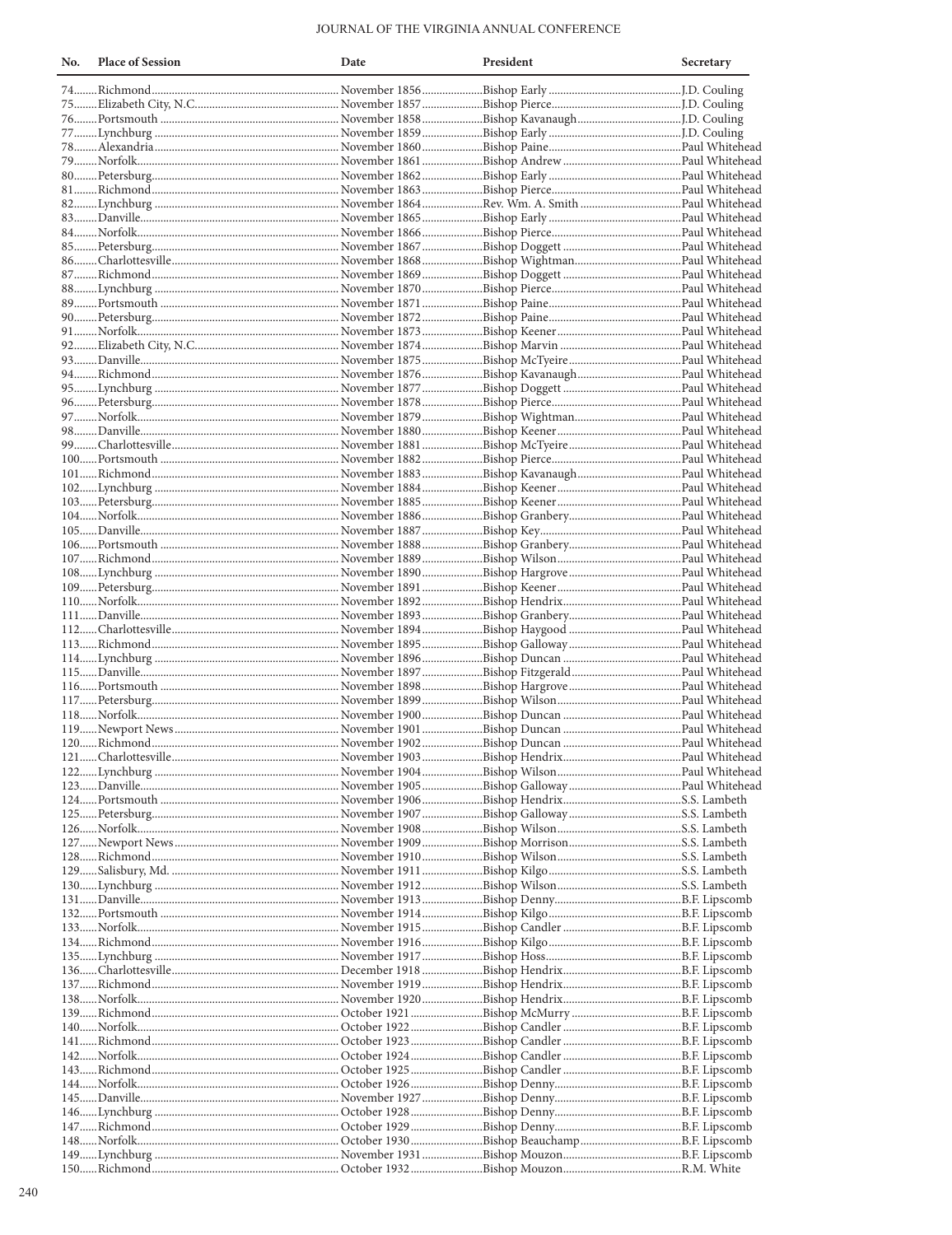| No. | Place of Session | Date | President | Secretary |
|---|---|---|---|---|
| 74 | Richmond | November 1856 | Bishop Early | J.D. Couling |
| 75 | Elizabeth City, N.C. | November 1857 | Bishop Pierce | J.D. Couling |
| 76 | Portsmouth | November 1858 | Bishop Kavanaugh | J.D. Couling |
| 77 | Lynchburg | November 1859 | Bishop Early | J.D. Couling |
| 78 | Alexandria | November 1860 | Bishop Paine | Paul Whitehead |
| 79 | Norfolk | November 1861 | Bishop Andrew | Paul Whitehead |
| 80 | Petersburg | November 1862 | Bishop Early | Paul Whitehead |
| 81 | Richmond | November 1863 | Bishop Pierce | Paul Whitehead |
| 82 | Lynchburg | November 1864 | Rev. Wm. A. Smith | Paul Whitehead |
| 83 | Danville | November 1865 | Bishop Early | Paul Whitehead |
| 84 | Norfolk | November 1866 | Bishop Pierce | Paul Whitehead |
| 85 | Petersburg | November 1867 | Bishop Doggett | Paul Whitehead |
| 86 | Charlottesville | November 1868 | Bishop Wightman | Paul Whitehead |
| 87 | Richmond | November 1869 | Bishop Doggett | Paul Whitehead |
| 88 | Lynchburg | November 1870 | Bishop Pierce | Paul Whitehead |
| 89 | Portsmouth | November 1871 | Bishop Paine | Paul Whitehead |
| 90 | Petersburg | November 1872 | Bishop Paine | Paul Whitehead |
| 91 | Norfolk | November 1873 | Bishop Keener | Paul Whitehead |
| 92 | Elizabeth City, N.C. | November 1874 | Bishop Marvin | Paul Whitehead |
| 93 | Danville | November 1875 | Bishop McTyeire | Paul Whitehead |
| 94 | Richmond | November 1876 | Bishop Kavanaugh | Paul Whitehead |
| 95 | Lynchburg | November 1877 | Bishop Doggett | Paul Whitehead |
| 96 | Petersburg | November 1878 | Bishop Pierce | Paul Whitehead |
| 97 | Norfolk | November 1879 | Bishop Wightman | Paul Whitehead |
| 98 | Danville | November 1880 | Bishop Keener | Paul Whitehead |
| 99 | Charlottesville | November 1881 | Bishop McTyeire | Paul Whitehead |
| 100 | Portsmouth | November 1882 | Bishop Pierce | Paul Whitehead |
| 101 | Richmond | November 1883 | Bishop Kavanaugh | Paul Whitehead |
| 102 | Lynchburg | November 1884 | Bishop Keener | Paul Whitehead |
| 103 | Petersburg | November 1885 | Bishop Keener | Paul Whitehead |
| 104 | Norfolk | November 1886 | Bishop Granbery | Paul Whitehead |
| 105 | Danville | November 1887 | Bishop Key | Paul Whitehead |
| 106 | Portsmouth | November 1888 | Bishop Granbery | Paul Whitehead |
| 107 | Richmond | November 1889 | Bishop Wilson | Paul Whitehead |
| 108 | Lynchburg | November 1890 | Bishop Hargrove | Paul Whitehead |
| 109 | Petersburg | November 1891 | Bishop Keener | Paul Whitehead |
| 110 | Norfolk | November 1892 | Bishop Hendrix | Paul Whitehead |
| 111 | Danville | November 1893 | Bishop Granbery | Paul Whitehead |
| 112 | Charlottesville | November 1894 | Bishop Haygood | Paul Whitehead |
| 113 | Richmond | November 1895 | Bishop Galloway | Paul Whitehead |
| 114 | Lynchburg | November 1896 | Bishop Duncan | Paul Whitehead |
| 115 | Danville | November 1897 | Bishop Fitzgerald | Paul Whitehead |
| 116 | Portsmouth | November 1898 | Bishop Hargrove | Paul Whitehead |
| 117 | Petersburg | November 1899 | Bishop Wilson | Paul Whitehead |
| 118 | Norfolk | November 1900 | Bishop Duncan | Paul Whitehead |
| 119 | Newport News | November 1901 | Bishop Duncan | Paul Whitehead |
| 120 | Richmond | November 1902 | Bishop Duncan | Paul Whitehead |
| 121 | Charlottesville | November 1903 | Bishop Hendrix | Paul Whitehead |
| 122 | Lynchburg | November 1904 | Bishop Wilson | Paul Whitehead |
| 123 | Danville | November 1905 | Bishop Galloway | Paul Whitehead |
| 124 | Portsmouth | November 1906 | Bishop Hendrix | S.S. Lambeth |
| 125 | Petersburg | November 1907 | Bishop Galloway | S.S. Lambeth |
| 126 | Norfolk | November 1908 | Bishop Wilson | S.S. Lambeth |
| 127 | Newport News | November 1909 | Bishop Morrison | S.S. Lambeth |
| 128 | Richmond | November 1910 | Bishop Wilson | S.S. Lambeth |
| 129 | Salisbury, Md. | November 1911 | Bishop Kilgo | S.S. Lambeth |
| 130 | Lynchburg | November 1912 | Bishop Wilson | S.S. Lambeth |
| 131 | Danville | November 1913 | Bishop Denny | B.F. Lipscomb |
| 132 | Portsmouth | November 1914 | Bishop Kilgo | B.F. Lipscomb |
| 133 | Norfolk | November 1915 | Bishop Candler | B.F. Lipscomb |
| 134 | Richmond | November 1916 | Bishop Kilgo | B.F. Lipscomb |
| 135 | Lynchburg | November 1917 | Bishop Hoss | B.F. Lipscomb |
| 136 | Charlottesville | December 1918 | Bishop Hendrix | B.F. Lipscomb |
| 137 | Richmond | November 1919 | Bishop Hendrix | B.F. Lipscomb |
| 138 | Norfolk | November 1920 | Bishop Hendrix | B.F. Lipscomb |
| 139 | Richmond | October 1921 | Bishop McMurry | B.F. Lipscomb |
| 140 | Norfolk | October 1922 | Bishop Candler | B.F. Lipscomb |
| 141 | Richmond | October 1923 | Bishop Candler | B.F. Lipscomb |
| 142 | Norfolk | October 1924 | Bishop Candler | B.F. Lipscomb |
| 143 | Richmond | October 1925 | Bishop Candler | B.F. Lipscomb |
| 144 | Norfolk | October 1926 | Bishop Denny | B.F. Lipscomb |
| 145 | Danville | November 1927 | Bishop Denny | B.F. Lipscomb |
| 146 | Lynchburg | October 1928 | Bishop Denny | B.F. Lipscomb |
| 147 | Richmond | October 1929 | Bishop Denny | B.F. Lipscomb |
| 148 | Norfolk | October 1930 | Bishop Beauchamp | B.F. Lipscomb |
| 149 | Lynchburg | November 1931 | Bishop Mouzon | B.F. Lipscomb |
| 150 | Richmond | October 1932 | Bishop Mouzon | R.M. White |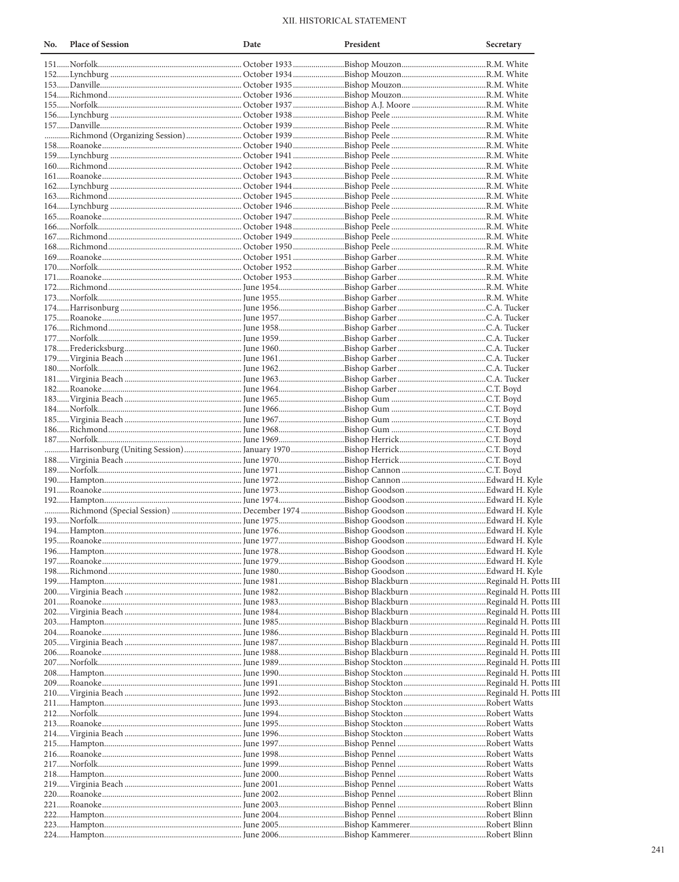## XII. HISTORICAL STATEMENT

| No. | Place of Session | Date | President | Secretary |
|---|---|---|---|---|
| 151 | Norfolk | October 1933 | Bishop Mouzon | R.M. White |
| 152 | Lynchburg | October 1934 | Bishop Mouzon | R.M. White |
| 153 | Danville | October 1935 | Bishop Mouzon | R.M. White |
| 154 | Richmond | October 1936 | Bishop Mouzon | R.M. White |
| 155 | Norfolk | October 1937 | Bishop A.J. Moore | R.M. White |
| 156 | Lynchburg | October 1938 | Bishop Peele | R.M. White |
| 157 | Danville | October 1939 | Bishop Peele | R.M. White |
| | Richmond (Organizing Session) | October 1939 | Bishop Peele | R.M. White |
| 158 | Roanoke | October 1940 | Bishop Peele | R.M. White |
| 159 | Lynchburg | October 1941 | Bishop Peele | R.M. White |
| 160 | Richmond | October 1942 | Bishop Peele | R.M. White |
| 161 | Roanoke | October 1943 | Bishop Peele | R.M. White |
| 162 | Lynchburg | October 1944 | Bishop Peele | R.M. White |
| 163 | Richmond | October 1945 | Bishop Peele | R.M. White |
| 164 | Lynchburg | October 1946 | Bishop Peele | R.M. White |
| 165 | Roanoke | October 1947 | Bishop Peele | R.M. White |
| 166 | Norfolk | October 1948 | Bishop Peele | R.M. White |
| 167 | Richmond | October 1949 | Bishop Peele | R.M. White |
| 168 | Richmond | October 1950 | Bishop Peele | R.M. White |
| 169 | Roanoke | October 1951 | Bishop Garber | R.M. White |
| 170 | Norfolk | October 1952 | Bishop Garber | R.M. White |
| 171 | Roanoke | October 1953 | Bishop Garber | R.M. White |
| 172 | Richmond | June 1954 | Bishop Garber | R.M. White |
| 173 | Norfolk | June 1955 | Bishop Garber | R.M. White |
| 174 | Harrisonburg | June 1956 | Bishop Garber | C.A. Tucker |
| 175 | Roanoke | June 1957 | Bishop Garber | C.A. Tucker |
| 176 | Richmond | June 1958 | Bishop Garber | C.A. Tucker |
| 177 | Norfolk | June 1959 | Bishop Garber | C.A. Tucker |
| 178 | Fredericksburg | June 1960 | Bishop Garber | C.A. Tucker |
| 179 | Virginia Beach | June 1961 | Bishop Garber | C.A. Tucker |
| 180 | Norfolk | June 1962 | Bishop Garber | C.A. Tucker |
| 181 | Virginia Beach | June 1963 | Bishop Garber | C.A. Tucker |
| 182 | Roanoke | June 1964 | Bishop Garber | C.T. Boyd |
| 183 | Virginia Beach | June 1965 | Bishop Gum | C.T. Boyd |
| 184 | Norfolk | June 1966 | Bishop Gum | C.T. Boyd |
| 185 | Virginia Beach | June 1967 | Bishop Gum | C.T. Boyd |
| 186 | Richmond | June 1968 | Bishop Gum | C.T. Boyd |
| 187 | Norfolk | June 1969 | Bishop Herrick | C.T. Boyd |
| | Harrisonburg (Uniting Session) | January 1970 | Bishop Herrick | C.T. Boyd |
| 188 | Virginia Beach | June 1970 | Bishop Herrick | C.T. Boyd |
| 189 | Norfolk | June 1971 | Bishop Cannon | C.T. Boyd |
| 190 | Hampton | June 1972 | Bishop Cannon | Edward H. Kyle |
| 191 | Roanoke | June 1973 | Bishop Goodson | Edward H. Kyle |
| 192 | Hampton | June 1974 | Bishop Goodson | Edward H. Kyle |
| | Richmond (Special Session) | December 1974 | Bishop Goodson | Edward H. Kyle |
| 193 | Norfolk | June 1975 | Bishop Goodson | Edward H. Kyle |
| 194 | Hampton | June 1976 | Bishop Goodson | Edward H. Kyle |
| 195 | Roanoke | June 1977 | Bishop Goodson | Edward H. Kyle |
| 196 | Hampton | June 1978 | Bishop Goodson | Edward H. Kyle |
| 197 | Roanoke | June 1979 | Bishop Goodson | Edward H. Kyle |
| 198 | Richmond | June 1980 | Bishop Goodson | Edward H. Kyle |
| 199 | Hampton | June 1981 | Bishop Blackburn | Reginald H. Potts III |
| 200 | Virginia Beach | June 1982 | Bishop Blackburn | Reginald H. Potts III |
| 201 | Roanoke | June 1983 | Bishop Blackburn | Reginald H. Potts III |
| 202 | Virginia Beach | June 1984 | Bishop Blackburn | Reginald H. Potts III |
| 203 | Hampton | June 1985 | Bishop Blackburn | Reginald H. Potts III |
| 204 | Roanoke | June 1986 | Bishop Blackburn | Reginald H. Potts III |
| 205 | Virginia Beach | June 1987 | Bishop Blackburn | Reginald H. Potts III |
| 206 | Roanoke | June 1988 | Bishop Blackburn | Reginald H. Potts III |
| 207 | Norfolk | June 1989 | Bishop Stockton | Reginald H. Potts III |
| 208 | Hampton | June 1990 | Bishop Stockton | Reginald H. Potts III |
| 209 | Roanoke | June 1991 | Bishop Stockton | Reginald H. Potts III |
| 210 | Virginia Beach | June 1992 | Bishop Stockton | Reginald H. Potts III |
| 211 | Hampton | June 1993 | Bishop Stockton | Robert Watts |
| 212 | Norfolk | June 1994 | Bishop Stockton | Robert Watts |
| 213 | Roanoke | June 1995 | Bishop Stockton | Robert Watts |
| 214 | Virginia Beach | June 1996 | Bishop Stockton | Robert Watts |
| 215 | Hampton | June 1997 | Bishop Pennel | Robert Watts |
| 216 | Roanoke | June 1998 | Bishop Pennel | Robert Watts |
| 217 | Norfolk | June 1999 | Bishop Pennel | Robert Watts |
| 218 | Hampton | June 2000 | Bishop Pennel | Robert Watts |
| 219 | Virginia Beach | June 2001 | Bishop Pennel | Robert Watts |
| 220 | Roanoke | June 2002 | Bishop Pennel | Robert Blinn |
| 221 | Roanoke | June 2003 | Bishop Pennel | Robert Blinn |
| 222 | Hampton | June 2004 | Bishop Pennel | Robert Blinn |
| 223 | Hampton | June 2005 | Bishop Kammerer | Robert Blinn |
| 224 | Hampton | June 2006 | Bishop Kammerer | Robert Blinn |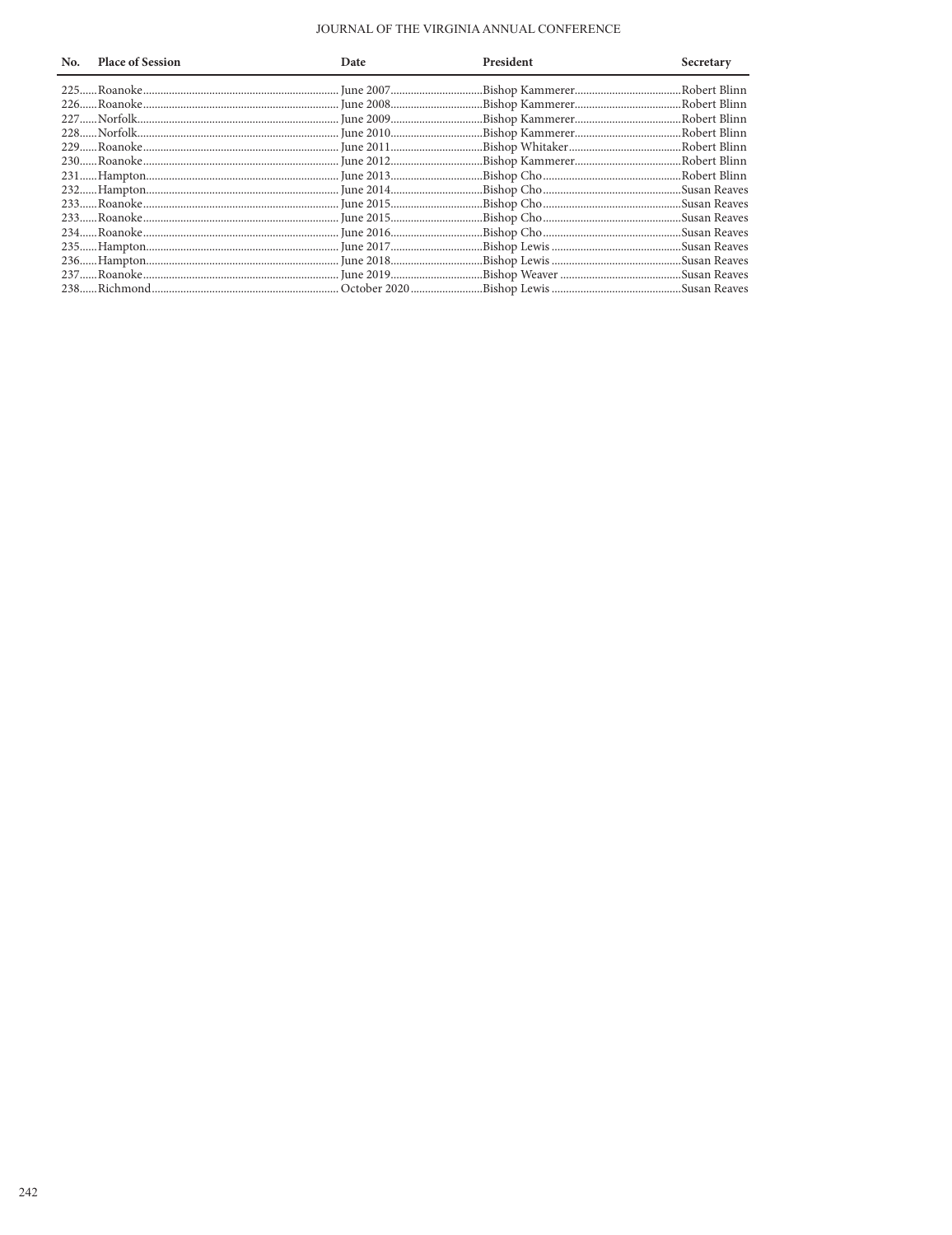| No. | Place of Session | Date | President | Secretary |
|---|---|---|---|---|
| 225 | Roanoke | June 2007 | Bishop Kammerer | Robert Blinn |
| 226 | Roanoke | June 2008 | Bishop Kammerer | Robert Blinn |
| 227 | Norfolk | June 2009 | Bishop Kammerer | Robert Blinn |
| 228 | Norfolk | June 2010 | Bishop Kammerer | Robert Blinn |
| 229 | Roanoke | June 2011 | Bishop Whitaker | Robert Blinn |
| 230 | Roanoke | June 2012 | Bishop Kammerer | Robert Blinn |
| 231 | Hampton | June 2013 | Bishop Cho | Robert Blinn |
| 232 | Hampton | June 2014 | Bishop Cho | Susan Reaves |
| 233 | Roanoke | June 2015 | Bishop Cho | Susan Reaves |
| 233 | Roanoke | June 2015 | Bishop Cho | Susan Reaves |
| 234 | Roanoke | June 2016 | Bishop Cho | Susan Reaves |
| 235 | Hampton | June 2017 | Bishop Lewis | Susan Reaves |
| 236 | Hampton | June 2018 | Bishop Lewis | Susan Reaves |
| 237 | Roanoke | June 2019 | Bishop Weaver | Susan Reaves |
| 238 | Richmond | October 2020 | Bishop Lewis | Susan Reaves |